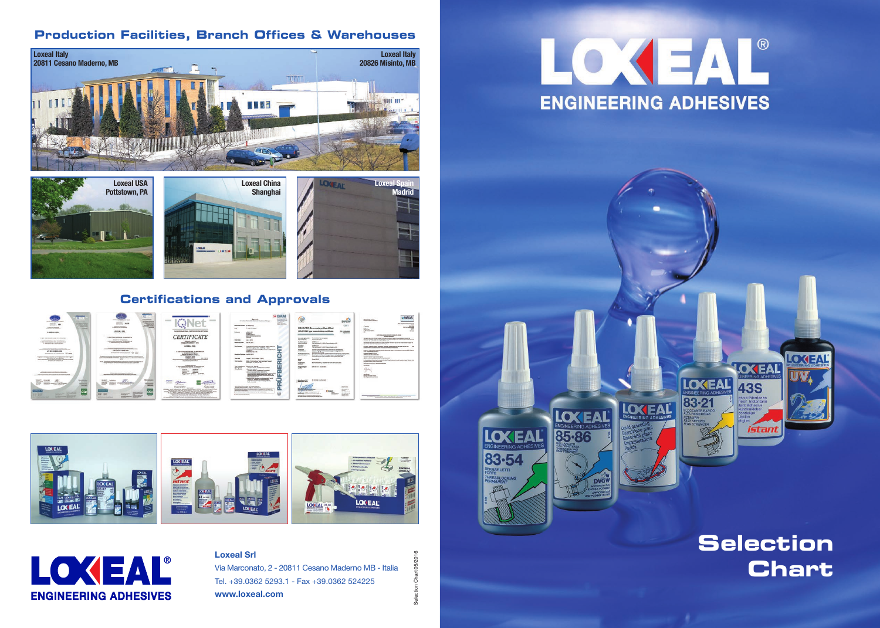## Production Facilities, Branch Offices & Warehouses

Loxeal Italy
20811 Cesano Maderno, MB

Loxeal Italy
20826 Misinto, MB

Loxeal USA
Pottstown, PA

Loxeal China
Shanghai

Loxeal Spain
Madrid

## Certifications and Approvals

**LOXEAL®**
**ENGINEERING ADHESIVES**

**Loxeal Srl**
Via Marconato, 2 - 20811 Cesano Maderno MB - Italia
Tel. +39.0362 5293.1 - Fax +39.0362 524225
**www.loxeal.com**

Selection Chart 05/2016

# LOXEAL®
## ENGINEERING ADHESIVES

# Selection Chart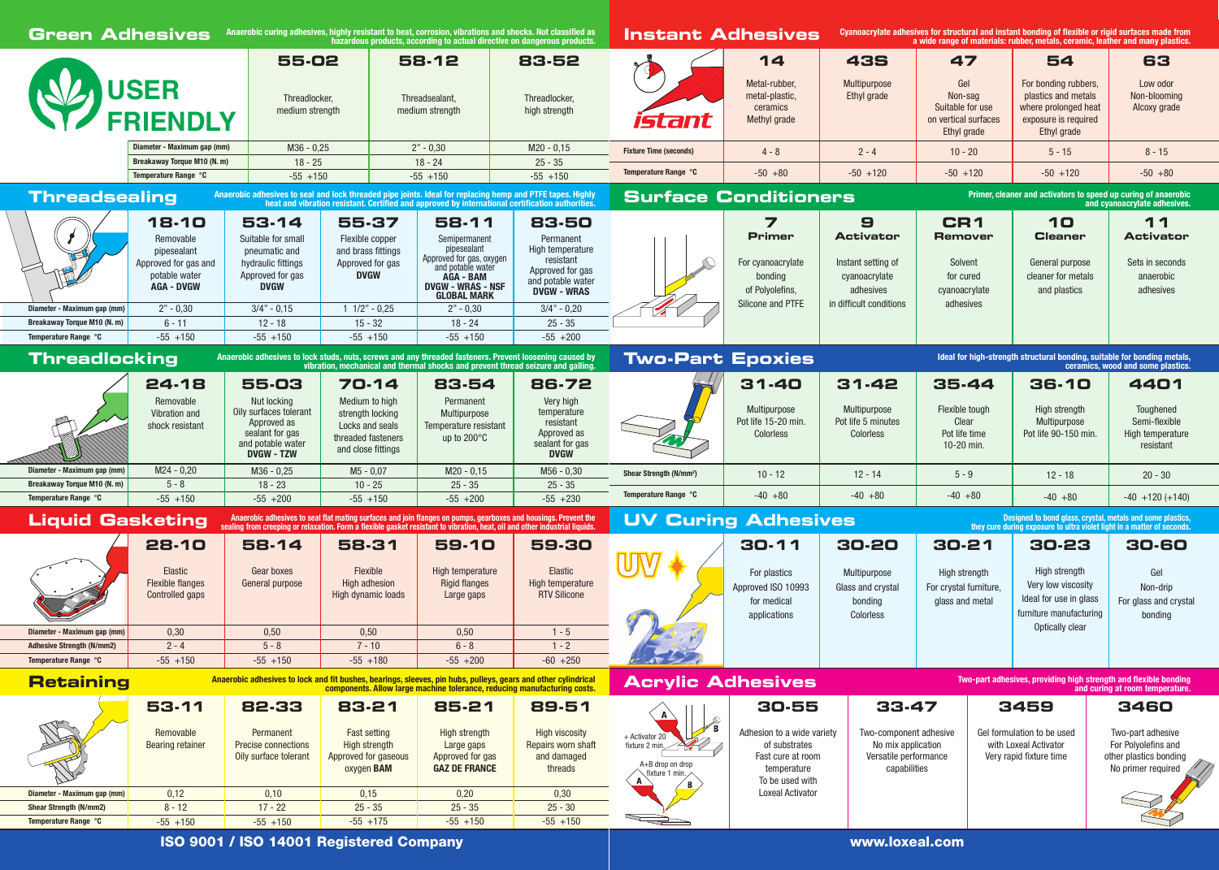## Green Adhesives

Anaerobic curing adhesives, highly resistant to heat, corrosion, vibrations and shocks. Not classified as hazardous products, according to actual directive on dangerous products.

**USER FRIENDLY**

| | 55-02 | 58-12 | 83-52 |
|---|---|---|---|
| | Threadlocker, medium strength | Threadsealant, medium strength | Threadlocker, high strength |
| Diameter - Maximum gap (mm) | M36 - 0,25 | 2" - 0,30 | M20 - 0,15 |
| Breakaway Torque M10 (N. m) | 18 - 25 | 18 - 24 | 25 - 35 |
| Temperature Range °C | -55 +150 | -55 +150 | -55 +150 |

## Threadsealing

Anaerobic adhesives to seal and lock threaded pipe joints. Ideal for replacing hemp and PTFE tapes. Highly heat and vibration resistant. Certified and approved by international certification authorities.

| | 18-10 | 53-14 | 55-37 | 58-11 | 83-50 |
|---|---|---|---|---|---|
| | Removable pipesealant Approved for gas and potable water **AGA - DVGW** | Suitable for small pneumatic and hydraulic fittings Approved for gas **DVGW** | Flexible copper and brass fittings Approved for gas **DVGW** | Semipermanent pipesealant Approved for gas, oxygen and potable water **AGA - BAM DVGW - WRAS - NSF GLOBAL MARK** | Permanent High temperature resistant Approved for gas and potable water **DVGW - WRAS** |
| Diameter - Maximum gap (mm) | 2" - 0,30 | 3/4" - 0,15 | 1 1/2" - 0,25 | 2" - 0,30 | 3/4" - 0,20 |
| Breakaway Torque M10 (N. m) | 6 - 11 | 12 - 18 | 15 - 32 | 18 - 24 | 25 - 35 |
| Temperature Range °C | -55 +150 | -55 +150 | -55 +150 | -55 +150 | -55 +200 |

## Threadlocking

Anaerobic adhesives to lock studs, nuts, screws and any threaded fasteners. Prevent loosening caused by vibration, mechanical and thermal shocks and prevent thread seizure and galling.

| | 24-18 | 55-03 | 70-14 | 83-54 | 86-72 |
|---|---|---|---|---|---|
| | Removable Vibration and shock resistant | Nut locking Oily surfaces tolerant Approved as sealant for gas and potable water **DVGW - TZW** | Medium to high strength locking Locks and seals threaded fasteners and close fittings | Permanent Multipurpose Temperature resistant up to 200°C | Very high temperature resistant Approved as sealant for gas **DVGW** |
| Diameter - Maximum gap (mm) | M24 - 0,20 | M36 - 0,25 | M5 - 0,07 | M20 - 0,15 | M56 - 0,30 |
| Breakaway Torque M10 (N. m) | 5 - 8 | 18 - 23 | 10 - 25 | 25 - 35 | 25 - 35 |
| Temperature Range °C | -55 +150 | -55 +200 | -55 +150 | -55 +200 | -55 +230 |

## Liquid Gasketing

Anaerobic adhesives to seal flat mating surfaces and join flanges on pumps, gearboxes and housings. Prevent the sealing from creeping or relaxation. Form a flexible gasket resistant to vibration, heat, oil and other industrial liquids.

| | 28-10 | 58-14 | 58-31 | 59-10 | 59-30 |
|---|---|---|---|---|---|
| | Elastic Flexible flanges Controlled gaps | Gear boxes General purpose | Flexible High adhesion High dynamic loads | High temperature Rigid flanges Large gaps | Elastic High temperature RTV Silicone |
| Diameter - Maximum gap (mm) | 0,30 | 0,50 | 0,50 | 0,50 | 1 - 5 |
| Adhesive Strength (N/mm2) | 2 - 4 | 5 - 8 | 7 - 10 | 6 - 8 | 1 - 2 |
| Temperature Range °C | -55 +150 | -55 +150 | -55 +180 | -55 +200 | -60 +250 |

## Retaining

Anaerobic adhesives to lock and fit bushes, bearings, sleeves, pin hubs, pulleys, gears and other cylindrical components. Allow large machine tolerance, reducing manufacturing costs.

| | 53-11 | 82-33 | 83-21 | 85-21 | 89-51 |
|---|---|---|---|---|---|
| | Removable Bearing retainer | Permanent Precise connections Oily surface tolerant | Fast setting High strength Approved for gaseous oxygen **BAM** | High strength Large gaps Approved for gas **GAZ DE FRANCE** | High viscosity Repairs worn shaft and damaged threads |
| Diameter - Maximum gap (mm) | 0,12 | 0,10 | 0,15 | 0,20 | 0,30 |
| Shear Strength (N/mm2) | 8 - 12 | 17 - 22 | 25 - 35 | 25 - 35 | 25 - 30 |
| Temperature Range °C | -55 +150 | -55 +150 | -55 +175 | -55 +150 | -55 +150 |

## Instant Adhesives

Cyanoacrylate adhesives for structural and instant bonding of flexible or rigid surfaces made from a wide range of materials: rubber, metals, ceramic, leather and many plastics.

| istant | 14 | 43S | 47 | 54 | 63 |
|---|---|---|---|---|---|
| | Metal-rubber, metal-plastic, ceramics Methyl grade | Multipurpose Ethyl grade | Gel Non-sag Suitable for use on vertical surfaces Ethyl grade | For bonding rubbers, plastics and metals where prolonged heat exposure is required Ethyl grade | Low odor Non-blooming Alcoxy grade |
| Fixture Time (seconds) | 4 - 8 | 2 - 4 | 10 - 20 | 5 - 15 | 8 - 15 |
| Temperature Range °C | -50 +80 | -50 +120 | -50 +120 | -50 +120 | -50 +80 |

## Surface Conditioners

Primer, cleaner and activators to speed up curing of anaerobic and cyanoacrylate adhesives.

| 7 Primer | 9 Activator | CR1 Remover | 10 Cleaner | 11 Activator |
|---|---|---|---|---|
| For cyanoacrylate bonding of Polyolefins, Silicone and PTFE | Instant setting of cyanoacrylate adhesives in difficult conditions | Solvent for cured cyanoacrylate adhesives | General purpose cleaner for metals and plastics | Sets in seconds anaerobic adhesives |

## Two-Part Epoxies

Ideal for high-strength structural bonding, suitable for bonding metals, ceramics, wood and some plastics.

| | 31-40 | 31-42 | 35-44 | 36-10 | 4401 |
|---|---|---|---|---|---|
| | Multipurpose Pot life 15-20 min. Colorless | Multipurpose Pot life 5 minutes Colorless | Flexible tough Clear Pot life time 10-20 min. | High strength Multipurpose Pot life 90-150 min. | Toughened Semi-flexible High temperature resistant |
| Shear Strength (N/mm²) | 10 - 12 | 12 - 14 | 5 - 9 | 12 - 18 | 20 - 30 |
| Temperature Range °C | -40 +80 | -40 +80 | -40 +80 | -40 +80 | -40 +120 (+140) |

## UV Curing Adhesives

Designed to bond glass, crystal, metals and some plastics, they cure during exposure to ultra violet light in a matter of seconds.

| 30-11 | 30-20 | 30-21 | 30-23 | 30-60 |
|---|---|---|---|---|
| For plastics Approved ISO 10993 for medical applications | Multipurpose Glass and crystal bonding Colorless | High strength For crystal furniture, glass and metal | High strength Very low viscosity Ideal for use in glass furniture manufacturing Optically clear | Gel Non-drip For glass and crystal bonding |

## Acrylic Adhesives

Two-part adhesives, providing high strength and flexible bonding and curing at room temperature.

+ Activator 20 fixture 2 min.

A+B drop on drop fixture 1 min.

| 30-55 | 33-47 | 3459 | 3460 |
|---|---|---|---|
| Adhesion to a wide variety of substrates Fast cure at room temperature To be used with Loxeal Activator | Two-component adhesive No mix application Versatile performance capabilities | Gel formulation to be used with Loxeal Activator Very rapid fixture time | Two-part adhesive For Polyolefins and other plastics bonding No primer required |

**ISO 9001 / ISO 14001 Registered Company**

**www.loxeal.com**